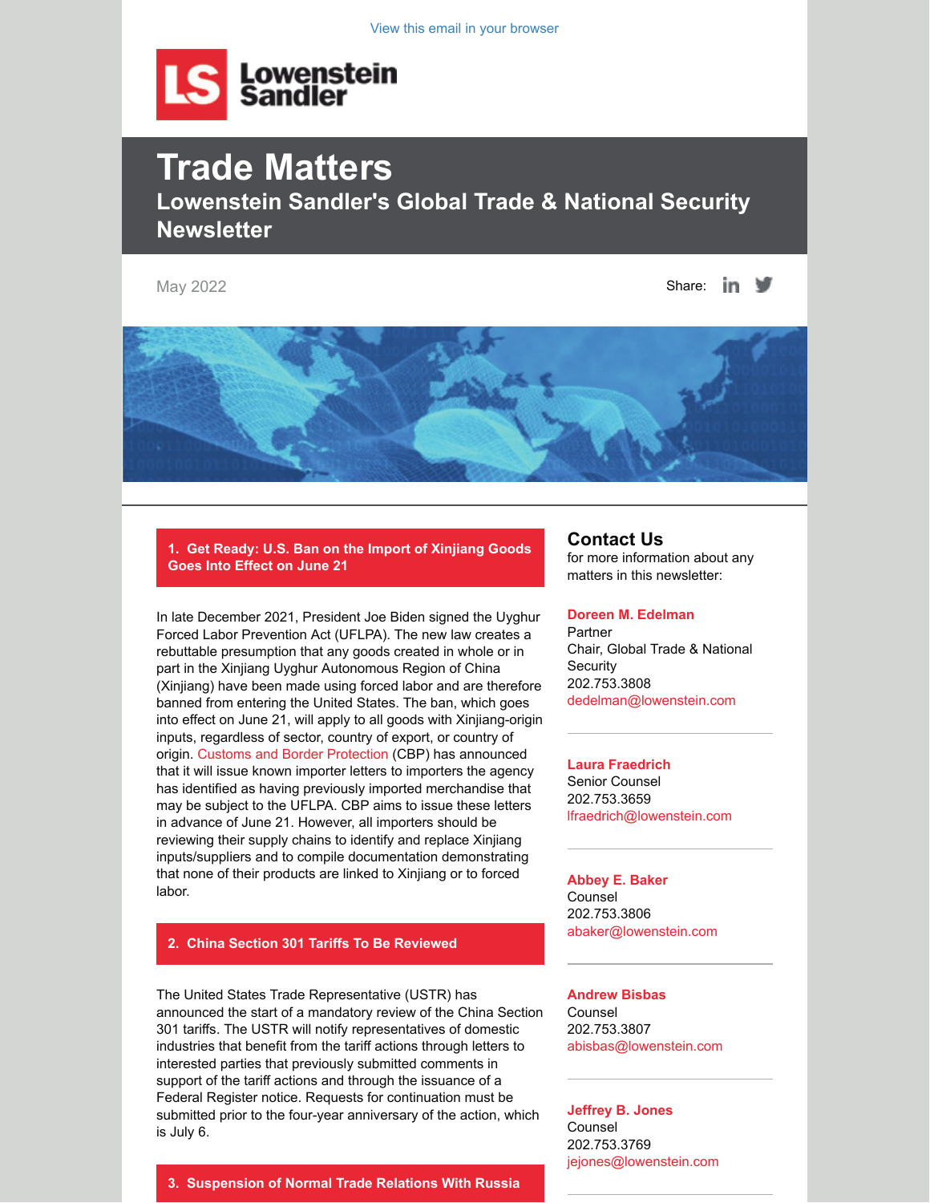View this email in your browser

Lowenstein Sandler

# Trade Matters

## Lowenstein Sandler's Global Trade & National Security Newsletter

May 2022

Share:

### 1. Get Ready: U.S. Ban on the Import of Xinjiang Goods Goes Into Effect on June 21

In late December 2021, President Joe Biden signed the Uyghur Forced Labor Prevention Act (UFLPA). The new law creates a rebuttable presumption that any goods created in whole or in part in the Xinjiang Uyghur Autonomous Region of China (Xinjiang) have been made using forced labor and are therefore banned from entering the United States. The ban, which goes into effect on June 21, will apply to all goods with Xinjiang-origin inputs, regardless of sector, country of export, or country of origin. Customs and Border Protection (CBP) has announced that it will issue known importer letters to importers the agency has identified as having previously imported merchandise that may be subject to the UFLPA. CBP aims to issue these letters in advance of June 21. However, all importers should be reviewing their supply chains to identify and replace Xinjiang inputs/suppliers and to compile documentation demonstrating that none of their products are linked to Xinjiang or to forced labor.

### 2. China Section 301 Tariffs To Be Reviewed

The United States Trade Representative (USTR) has announced the start of a mandatory review of the China Section 301 tariffs. The USTR will notify representatives of domestic industries that benefit from the tariff actions through letters to interested parties that previously submitted comments in support of the tariff actions and through the issuance of a Federal Register notice. Requests for continuation must be submitted prior to the four-year anniversary of the action, which is July 6.

### 3. Suspension of Normal Trade Relations With Russia

## Contact Us

for more information about any matters in this newsletter:

**Doreen M. Edelman**
Partner
Chair, Global Trade & National Security
202.753.3808
dedelman@lowenstein.com

**Laura Fraedrich**
Senior Counsel
202.753.3659
lfraedrich@lowenstein.com

**Abbey E. Baker**
Counsel
202.753.3806
abaker@lowenstein.com

**Andrew Bisbas**
Counsel
202.753.3807
abisbas@lowenstein.com

**Jeffrey B. Jones**
Counsel
202.753.3769
jejones@lowenstein.com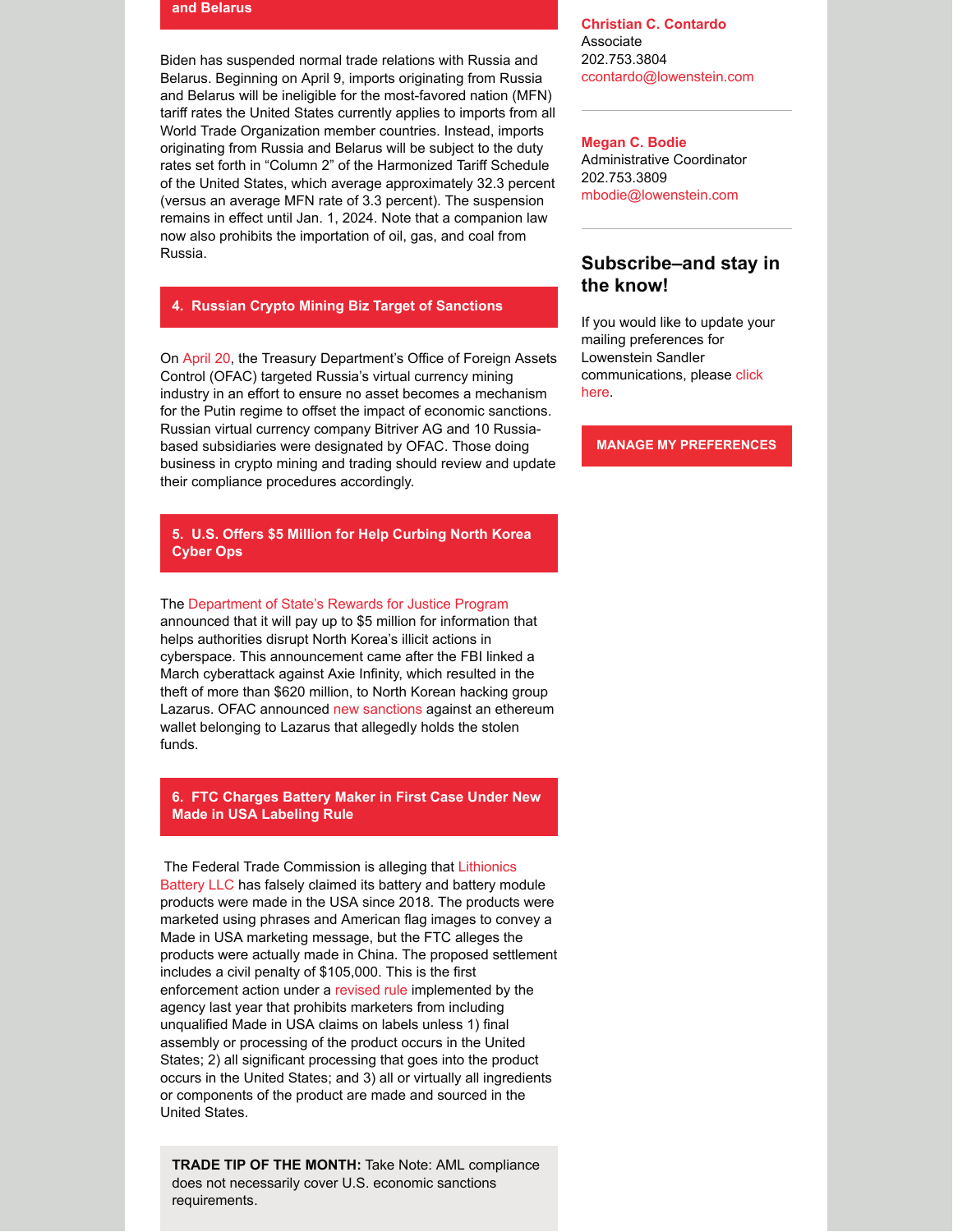## and Belarus

Biden has suspended normal trade relations with Russia and Belarus. Beginning on April 9, imports originating from Russia and Belarus will be ineligible for the most-favored nation (MFN) tariff rates the United States currently applies to imports from all World Trade Organization member countries. Instead, imports originating from Russia and Belarus will be subject to the duty rates set forth in "Column 2" of the Harmonized Tariff Schedule of the United States, which average approximately 32.3 percent (versus an average MFN rate of 3.3 percent). The suspension remains in effect until Jan. 1, 2024. Note that a companion law now also prohibits the importation of oil, gas, and coal from Russia.

## 4. Russian Crypto Mining Biz Target of Sanctions

On April 20, the Treasury Department's Office of Foreign Assets Control (OFAC) targeted Russia's virtual currency mining industry in an effort to ensure no asset becomes a mechanism for the Putin regime to offset the impact of economic sanctions. Russian virtual currency company Bitriver AG and 10 Russia-based subsidiaries were designated by OFAC. Those doing business in crypto mining and trading should review and update their compliance procedures accordingly.

## 5. U.S. Offers $5 Million for Help Curbing North Korea Cyber Ops

The Department of State's Rewards for Justice Program announced that it will pay up to $5 million for information that helps authorities disrupt North Korea's illicit actions in cyberspace. This announcement came after the FBI linked a March cyberattack against Axie Infinity, which resulted in the theft of more than $620 million, to North Korean hacking group Lazarus. OFAC announced new sanctions against an ethereum wallet belonging to Lazarus that allegedly holds the stolen funds.

## 6. FTC Charges Battery Maker in First Case Under New Made in USA Labeling Rule

The Federal Trade Commission is alleging that Lithionics Battery LLC has falsely claimed its battery and battery module products were made in the USA since 2018. The products were marketed using phrases and American flag images to convey a Made in USA marketing message, but the FTC alleges the products were actually made in China. The proposed settlement includes a civil penalty of $105,000. This is the first enforcement action under a revised rule implemented by the agency last year that prohibits marketers from including unqualified Made in USA claims on labels unless 1) final assembly or processing of the product occurs in the United States; 2) all significant processing that goes into the product occurs in the United States; and 3) all or virtually all ingredients or components of the product are made and sourced in the United States.

**TRADE TIP OF THE MONTH:** Take Note: AML compliance does not necessarily cover U.S. economic sanctions requirements.

**Christian C. Contardo**
Associate
202.753.3804
ccontardo@lowenstein.com

**Megan C. Bodie**
Administrative Coordinator
202.753.3809
mbodie@lowenstein.com

## Subscribe–and stay in the know!

If you would like to update your mailing preferences for Lowenstein Sandler communications, please click here.

MANAGE MY PREFERENCES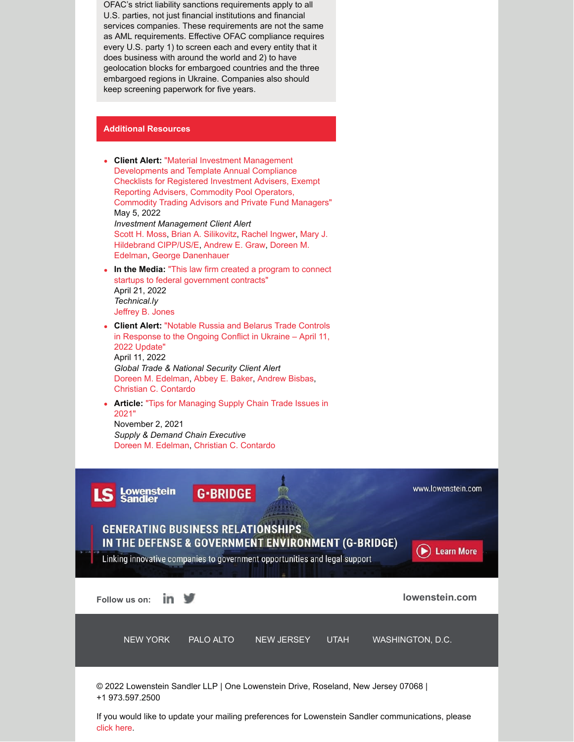OFAC's strict liability sanctions requirements apply to all U.S. parties, not just financial institutions and financial services companies. These requirements are not the same as AML requirements. Effective OFAC compliance requires every U.S. party 1) to screen each and every entity that it does business with around the world and 2) to have geolocation blocks for embargoed countries and the three embargoed regions in Ukraine. Companies also should keep screening paperwork for five years.

## Additional Resources

- **Client Alert:** "Material Investment Management Developments and Template Annual Compliance Checklists for Registered Investment Advisers, Exempt Reporting Advisers, Commodity Pool Operators, Commodity Trading Advisors and Private Fund Managers"
  May 5, 2022
  *Investment Management Client Alert*
  Scott H. Moss, Brian A. Silikovitz, Rachel Ingwer, Mary J. Hildebrand CIPP/US/E, Andrew E. Graw, Doreen M. Edelman, George Danenhauer
- **In the Media:** "This law firm created a program to connect startups to federal government contracts"
  April 21, 2022
  *Technical.ly*
  Jeffrey B. Jones
- **Client Alert:** "Notable Russia and Belarus Trade Controls in Response to the Ongoing Conflict in Ukraine – April 11, 2022 Update"
  April 11, 2022
  *Global Trade & National Security Client Alert*
  Doreen M. Edelman, Abbey E. Baker, Andrew Bisbas, Christian C. Contardo
- **Article:** "Tips for Managing Supply Chain Trade Issues in 2021"
  November 2, 2021
  *Supply & Demand Chain Executive*
  Doreen M. Edelman, Christian C. Contardo

Lowenstein Sandler | G-BRIDGE | www.lowenstein.com

GENERATING BUSINESS RELATIONSHIPS IN THE DEFENSE & GOVERNMENT ENVIRONMENT (G-BRIDGE)

Linking innovative companies to government opportunities and legal support

Learn More

Follow us on: | lowenstein.com

NEW YORK | PALO ALTO | NEW JERSEY | UTAH | WASHINGTON, D.C.

© 2022 Lowenstein Sandler LLP | One Lowenstein Drive, Roseland, New Jersey 07068 | +1 973.597.2500

If you would like to update your mailing preferences for Lowenstein Sandler communications, please click here.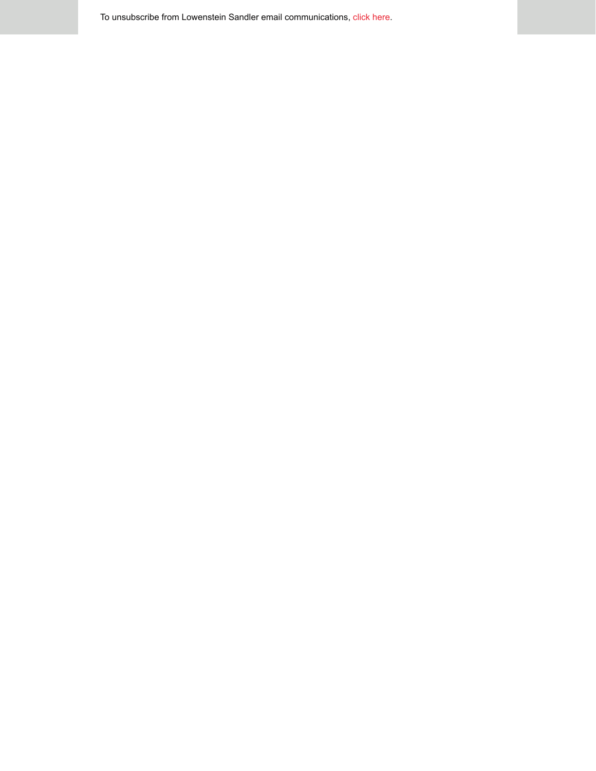To unsubscribe from Lowenstein Sandler email communications, click here.